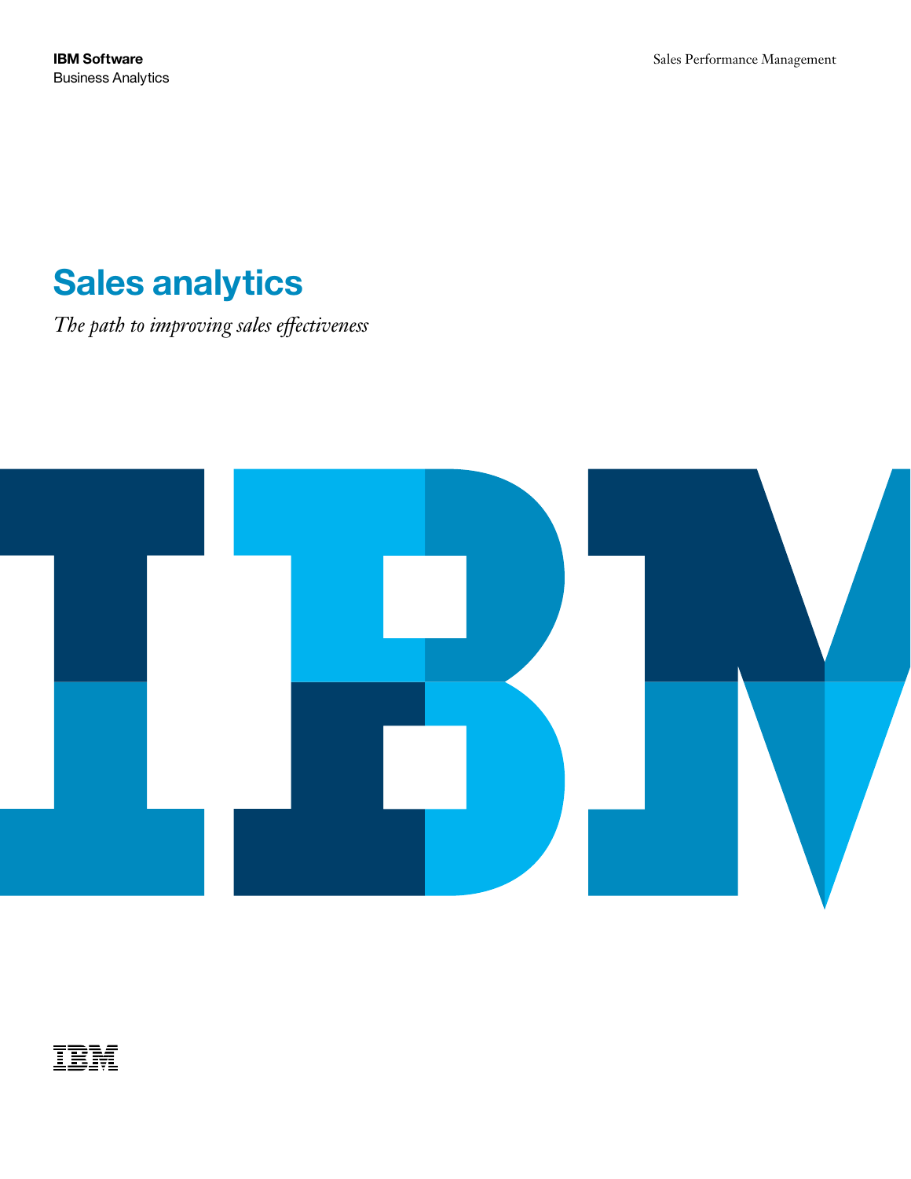**IBM Software**
Business Analytics

Sales Performance Management

# Sales analytics

*The path to improving sales effectiveness*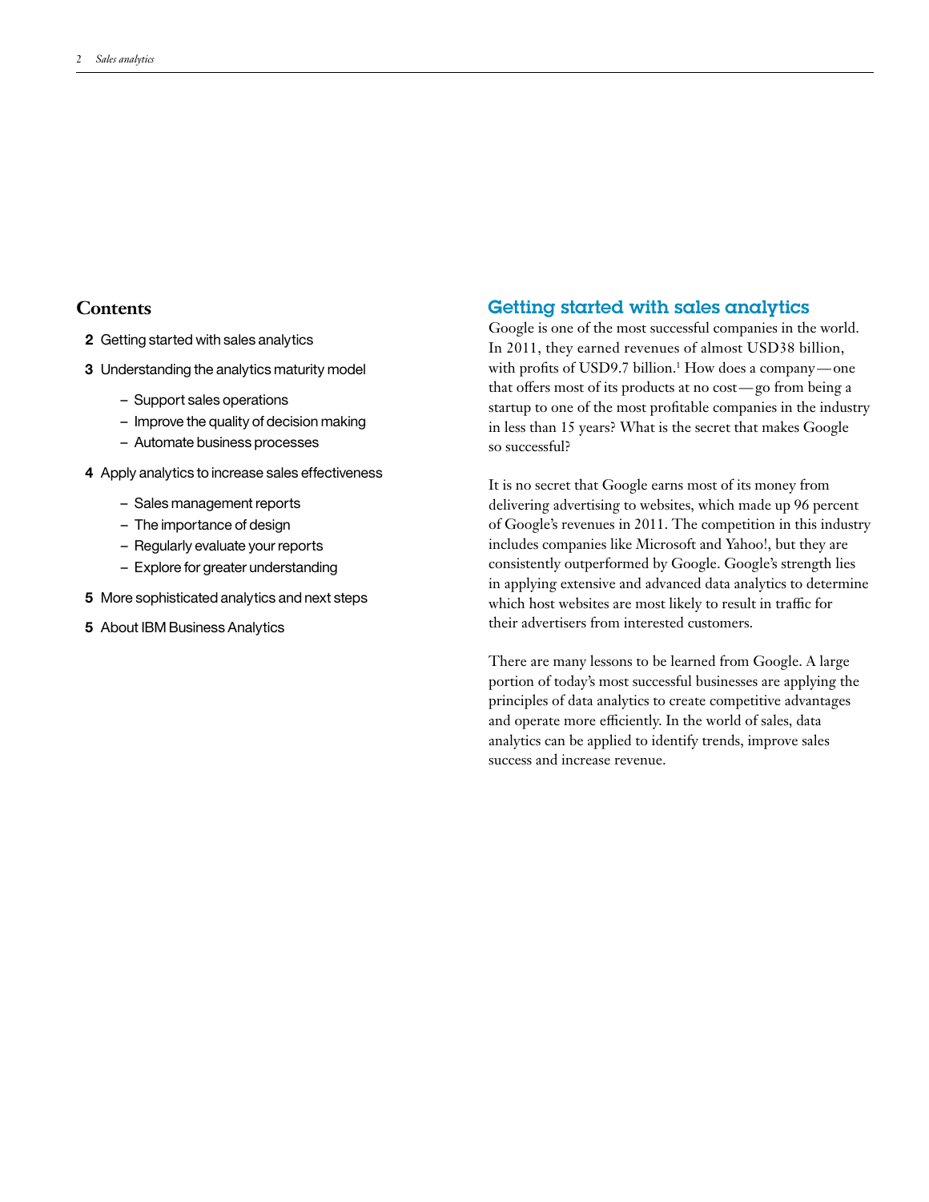## Contents

**2** Getting started with sales analytics

**3** Understanding the analytics maturity model

- Support sales operations
- Improve the quality of decision making
- Automate business processes

**4** Apply analytics to increase sales effectiveness

- Sales management reports
- The importance of design
- Regularly evaluate your reports
- Explore for greater understanding

**5** More sophisticated analytics and next steps

**5** About IBM Business Analytics

## Getting started with sales analytics

Google is one of the most successful companies in the world. In 2011, they earned revenues of almost USD38 billion, with profits of USD9.7 billion.[1] How does a company—one that offers most of its products at no cost—go from being a startup to one of the most profitable companies in the industry in less than 15 years? What is the secret that makes Google so successful?

It is no secret that Google earns most of its money from delivering advertising to websites, which made up 96 percent of Google's revenues in 2011. The competition in this industry includes companies like Microsoft and Yahoo!, but they are consistently outperformed by Google. Google's strength lies in applying extensive and advanced data analytics to determine which host websites are most likely to result in traffic for their advertisers from interested customers.

There are many lessons to be learned from Google. A large portion of today's most successful businesses are applying the principles of data analytics to create competitive advantages and operate more efficiently. In the world of sales, data analytics can be applied to identify trends, improve sales success and increase revenue.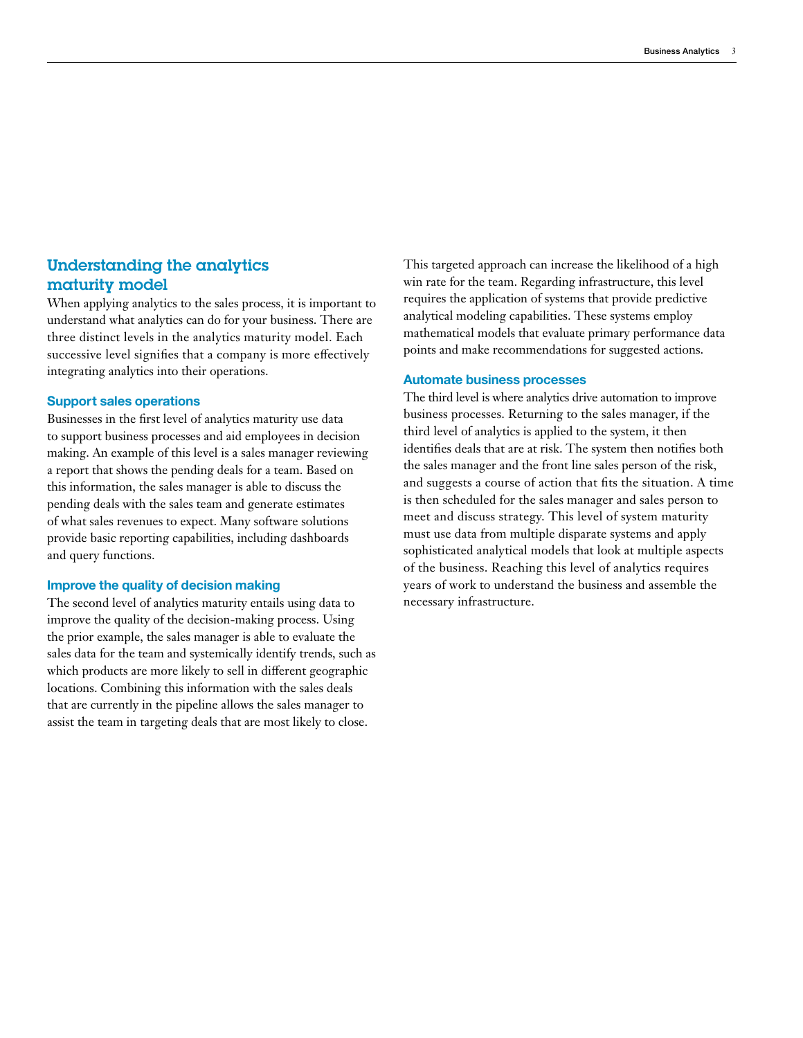## Understanding the analytics maturity model

When applying analytics to the sales process, it is important to understand what analytics can do for your business. There are three distinct levels in the analytics maturity model. Each successive level signifies that a company is more effectively integrating analytics into their operations.

### Support sales operations

Businesses in the first level of analytics maturity use data to support business processes and aid employees in decision making. An example of this level is a sales manager reviewing a report that shows the pending deals for a team. Based on this information, the sales manager is able to discuss the pending deals with the sales team and generate estimates of what sales revenues to expect. Many software solutions provide basic reporting capabilities, including dashboards and query functions.

### Improve the quality of decision making

The second level of analytics maturity entails using data to improve the quality of the decision-making process. Using the prior example, the sales manager is able to evaluate the sales data for the team and systemically identify trends, such as which products are more likely to sell in different geographic locations. Combining this information with the sales deals that are currently in the pipeline allows the sales manager to assist the team in targeting deals that are most likely to close. This targeted approach can increase the likelihood of a high win rate for the team. Regarding infrastructure, this level requires the application of systems that provide predictive analytical modeling capabilities. These systems employ mathematical models that evaluate primary performance data points and make recommendations for suggested actions.

### Automate business processes

The third level is where analytics drive automation to improve business processes. Returning to the sales manager, if the third level of analytics is applied to the system, it then identifies deals that are at risk. The system then notifies both the sales manager and the front line sales person of the risk, and suggests a course of action that fits the situation. A time is then scheduled for the sales manager and sales person to meet and discuss strategy. This level of system maturity must use data from multiple disparate systems and apply sophisticated analytical models that look at multiple aspects of the business. Reaching this level of analytics requires years of work to understand the business and assemble the necessary infrastructure.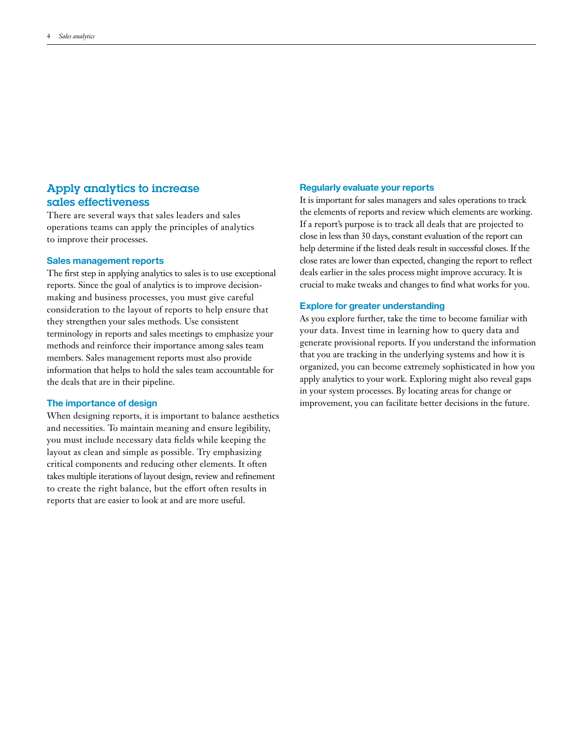## Apply analytics to increase sales effectiveness

There are several ways that sales leaders and sales operations teams can apply the principles of analytics to improve their processes.

### Sales management reports

The first step in applying analytics to sales is to use exceptional reports. Since the goal of analytics is to improve decision-making and business processes, you must give careful consideration to the layout of reports to help ensure that they strengthen your sales methods. Use consistent terminology in reports and sales meetings to emphasize your methods and reinforce their importance among sales team members. Sales management reports must also provide information that helps to hold the sales team accountable for the deals that are in their pipeline.

### The importance of design

When designing reports, it is important to balance aesthetics and necessities. To maintain meaning and ensure legibility, you must include necessary data fields while keeping the layout as clean and simple as possible. Try emphasizing critical components and reducing other elements. It often takes multiple iterations of layout design, review and refinement to create the right balance, but the effort often results in reports that are easier to look at and are more useful.

### Regularly evaluate your reports

It is important for sales managers and sales operations to track the elements of reports and review which elements are working. If a report's purpose is to track all deals that are projected to close in less than 30 days, constant evaluation of the report can help determine if the listed deals result in successful closes. If the close rates are lower than expected, changing the report to reflect deals earlier in the sales process might improve accuracy. It is crucial to make tweaks and changes to find what works for you.

### Explore for greater understanding

As you explore further, take the time to become familiar with your data. Invest time in learning how to query data and generate provisional reports. If you understand the information that you are tracking in the underlying systems and how it is organized, you can become extremely sophisticated in how you apply analytics to your work. Exploring might also reveal gaps in your system processes. By locating areas for change or improvement, you can facilitate better decisions in the future.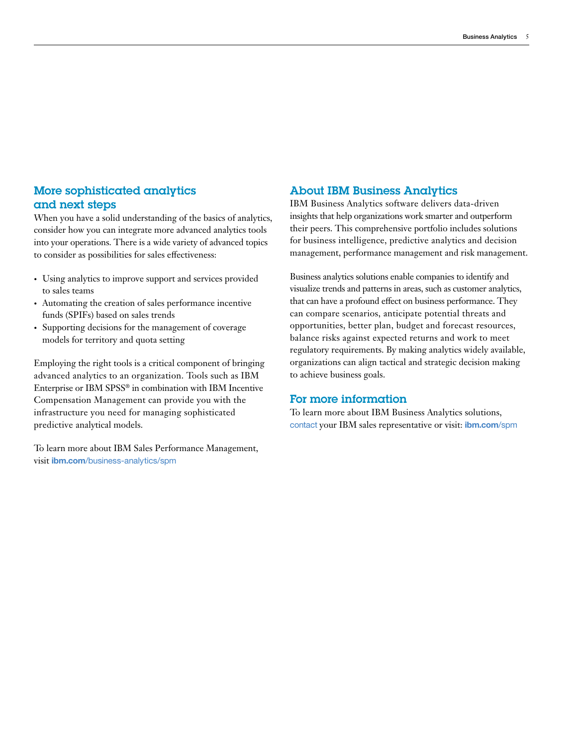## More sophisticated analytics and next steps

When you have a solid understanding of the basics of analytics, consider how you can integrate more advanced analytics tools into your operations. There is a wide variety of advanced topics to consider as possibilities for sales effectiveness:

- Using analytics to improve support and services provided to sales teams
- Automating the creation of sales performance incentive funds (SPIFs) based on sales trends
- Supporting decisions for the management of coverage models for territory and quota setting

Employing the right tools is a critical component of bringing advanced analytics to an organization. Tools such as IBM Enterprise or IBM SPSS® in combination with IBM Incentive Compensation Management can provide you with the infrastructure you need for managing sophisticated predictive analytical models.

To learn more about IBM Sales Performance Management, visit **ibm.com**/business-analytics/spm

## About IBM Business Analytics

IBM Business Analytics software delivers data-driven insights that help organizations work smarter and outperform their peers. This comprehensive portfolio includes solutions for business intelligence, predictive analytics and decision management, performance management and risk management.

Business analytics solutions enable companies to identify and visualize trends and patterns in areas, such as customer analytics, that can have a profound effect on business performance. They can compare scenarios, anticipate potential threats and opportunities, better plan, budget and forecast resources, balance risks against expected returns and work to meet regulatory requirements. By making analytics widely available, organizations can align tactical and strategic decision making to achieve business goals.

## For more information

To learn more about IBM Business Analytics solutions, contact your IBM sales representative or visit: **ibm.com**/spm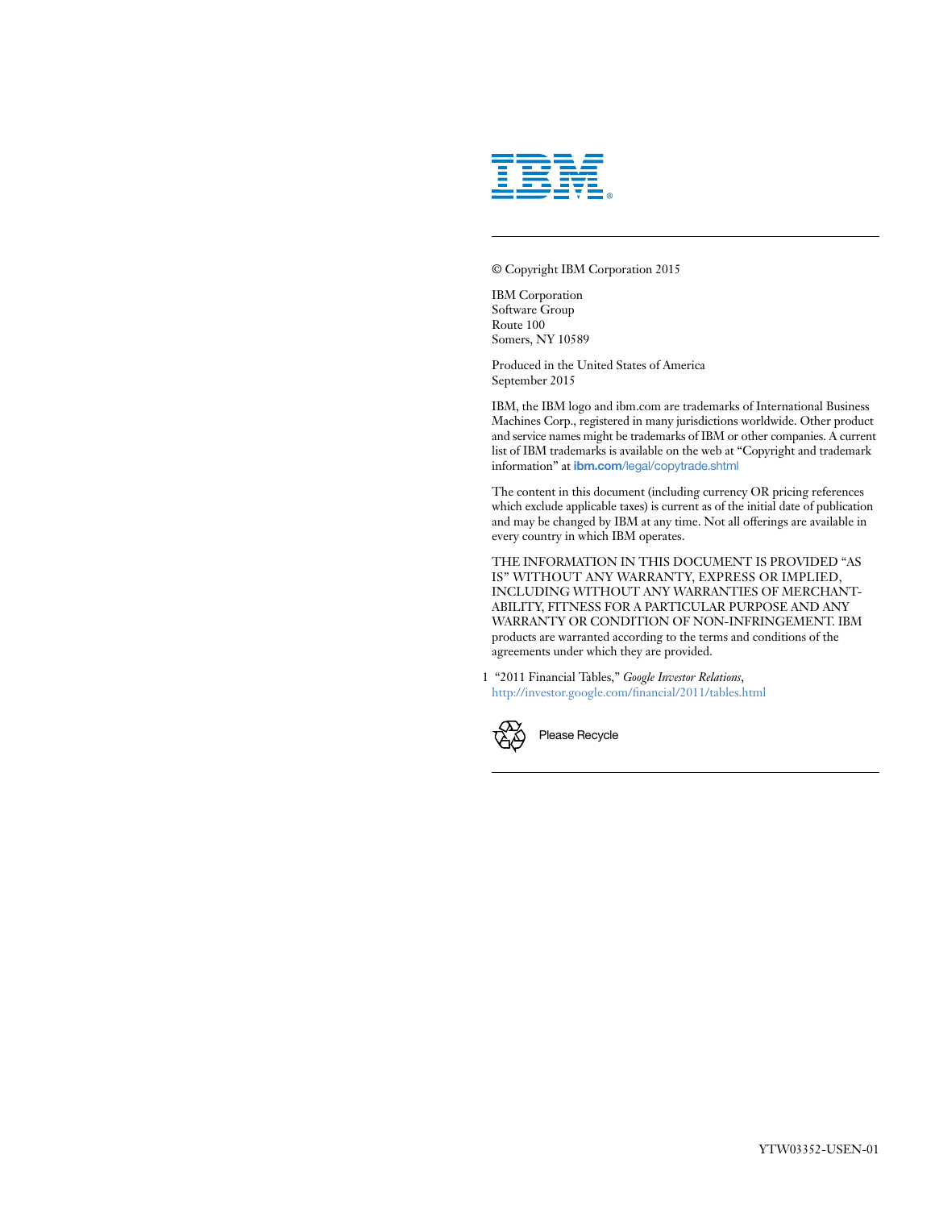© Copyright IBM Corporation 2015

IBM Corporation
Software Group
Route 100
Somers, NY 10589

Produced in the United States of America
September 2015

IBM, the IBM logo and ibm.com are trademarks of International Business Machines Corp., registered in many jurisdictions worldwide. Other product and service names might be trademarks of IBM or other companies. A current list of IBM trademarks is available on the web at "Copyright and trademark information" at **ibm.com**/legal/copytrade.shtml

The content in this document (including currency OR pricing references which exclude applicable taxes) is current as of the initial date of publication and may be changed by IBM at any time. Not all offerings are available in every country in which IBM operates.

THE INFORMATION IN THIS DOCUMENT IS PROVIDED "AS IS" WITHOUT ANY WARRANTY, EXPRESS OR IMPLIED, INCLUDING WITHOUT ANY WARRANTIES OF MERCHANTABILITY, FITNESS FOR A PARTICULAR PURPOSE AND ANY WARRANTY OR CONDITION OF NON-INFRINGEMENT. IBM products are warranted according to the terms and conditions of the agreements under which they are provided.

1 "2011 Financial Tables," *Google Investor Relations*, http://investor.google.com/financial/2011/tables.html

Please Recycle

YTW03352-USEN-01